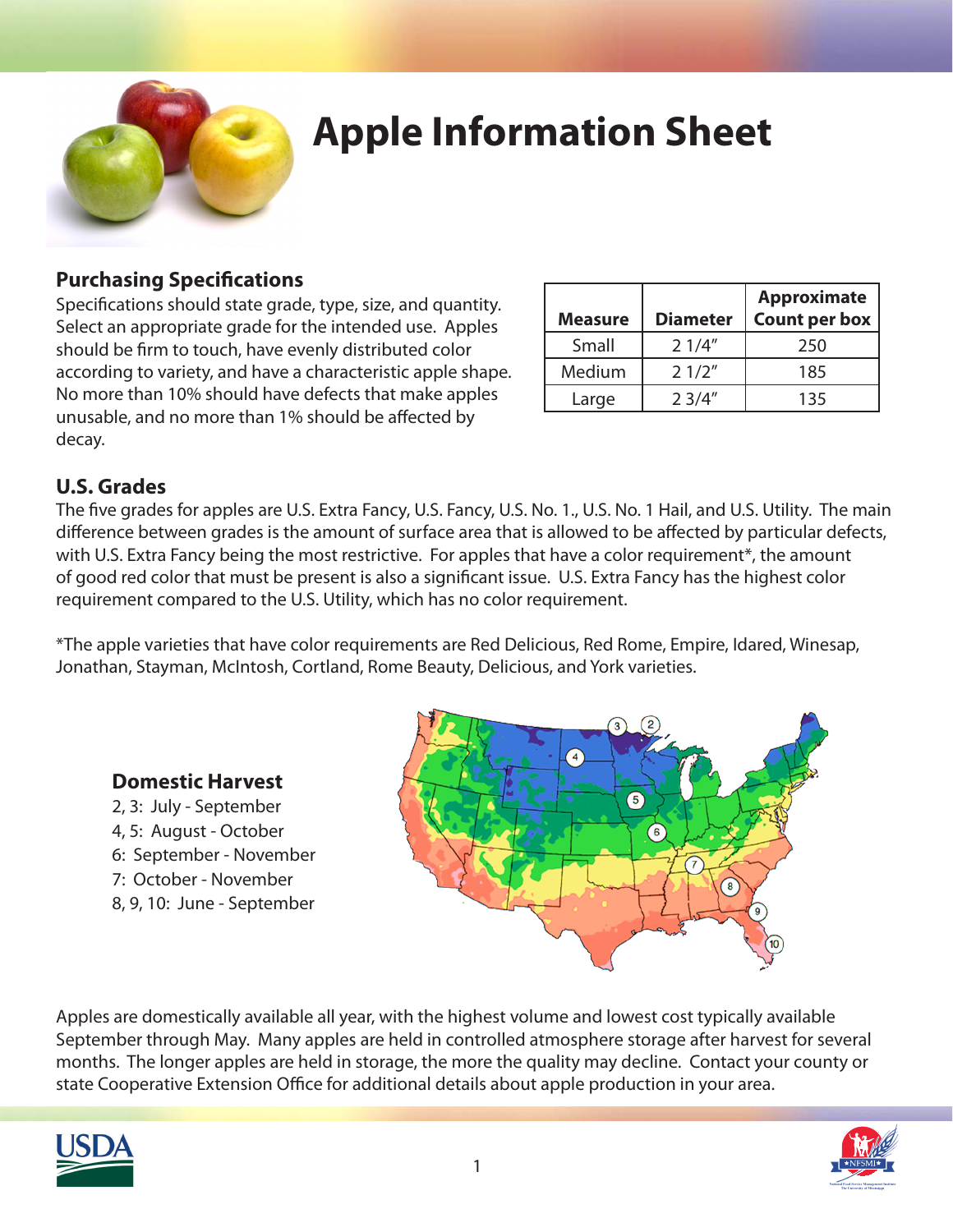# Apple Information Sheet

## Purchasing Specifications

Specifications should state grade, type, size, and quantity. Select an appropriate grade for the intended use. Apples should be firm to touch, have evenly distributed color according to variety, and have a characteristic apple shape. No more than 10% should have defects that make apples unusable, and no more than 1% should be affected by decay.

| Measure | Diameter | Approximate Count per box |
|---|---|---|
| Small | 2 1/4" | 250 |
| Medium | 2 1/2" | 185 |
| Large | 2 3/4" | 135 |

## U.S. Grades

The five grades for apples are U.S. Extra Fancy, U.S. Fancy, U.S. No. 1., U.S. No. 1 Hail, and U.S. Utility. The main difference between grades is the amount of surface area that is allowed to be affected by particular defects, with U.S. Extra Fancy being the most restrictive. For apples that have a color requirement*, the amount of good red color that must be present is also a significant issue. U.S. Extra Fancy has the highest color requirement compared to the U.S. Utility, which has no color requirement.

*The apple varieties that have color requirements are Red Delicious, Red Rome, Empire, Idared, Winesap, Jonathan, Stayman, McIntosh, Cortland, Rome Beauty, Delicious, and York varieties.

### Domestic Harvest

2, 3: July - September
4, 5: August - October
6: September - November
7: October - November
8, 9, 10: June - September

Apples are domestically available all year, with the highest volume and lowest cost typically available September through May. Many apples are held in controlled atmosphere storage after harvest for several months. The longer apples are held in storage, the more the quality may decline. Contact your county or state Cooperative Extension Office for additional details about apple production in your area.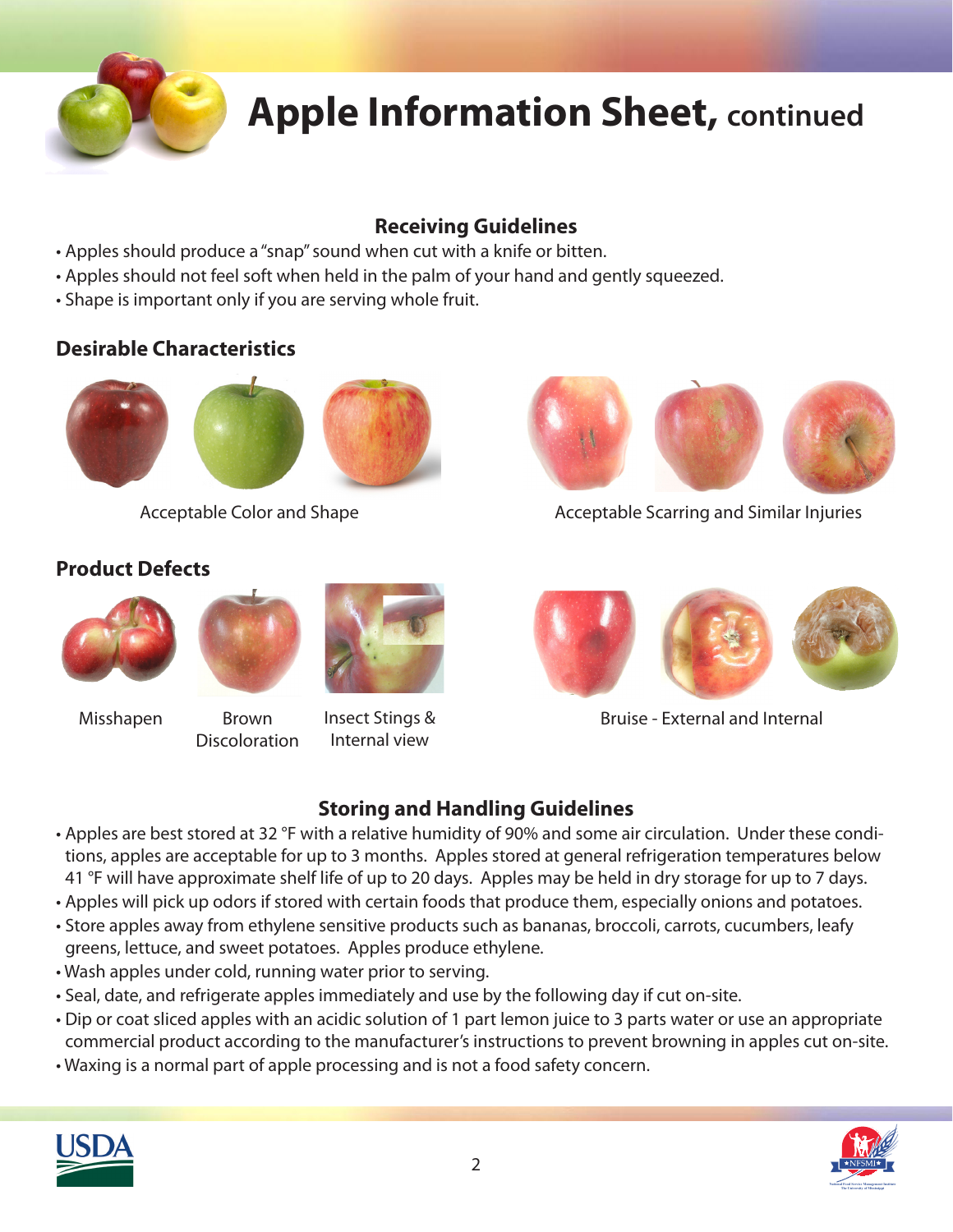# Apple Information Sheet, continued

## Receiving Guidelines

- Apples should produce a "snap" sound when cut with a knife or bitten.
- Apples should not feel soft when held in the palm of your hand and gently squeezed.
- Shape is important only if you are serving whole fruit.

### Desirable Characteristics

Acceptable Color and Shape

Acceptable Scarring and Similar Injuries

### Product Defects

Misshapen

Brown Discoloration

Insect Stings & Internal view

Bruise - External and Internal

## Storing and Handling Guidelines

- Apples are best stored at 32 °F with a relative humidity of 90% and some air circulation. Under these conditions, apples are acceptable for up to 3 months. Apples stored at general refrigeration temperatures below 41 °F will have approximate shelf life of up to 20 days. Apples may be held in dry storage for up to 7 days.
- Apples will pick up odors if stored with certain foods that produce them, especially onions and potatoes.
- Store apples away from ethylene sensitive products such as bananas, broccoli, carrots, cucumbers, leafy greens, lettuce, and sweet potatoes. Apples produce ethylene.
- Wash apples under cold, running water prior to serving.
- Seal, date, and refrigerate apples immediately and use by the following day if cut on-site.
- Dip or coat sliced apples with an acidic solution of 1 part lemon juice to 3 parts water or use an appropriate commercial product according to the manufacturer's instructions to prevent browning in apples cut on-site.
- Waxing is a normal part of apple processing and is not a food safety concern.